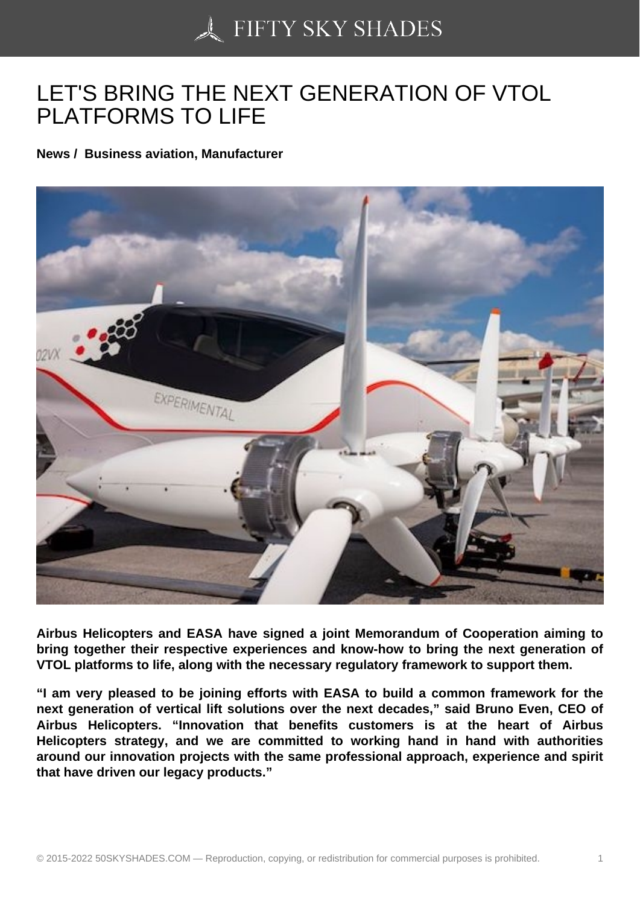# LET'S BRING THE NEXT GENERATION OF VTOL PLATFORMS TO LIFE

**News / Business aviation, Manufacturer**

**Airbus Helicopters and EASA have signed a joint Memorandum of Cooperation aiming to bring together their respective experiences and know-how to bring the next generation of VTOL platforms to life, along with the necessary regulatory framework to support them.**

**"I am very pleased to be joining efforts with EASA to build a common framework for the next generation of vertical lift solutions over the next decades," said Bruno Even, CEO of Airbus Helicopters. "Innovation that benefits customers is at the heart of Airbus Helicopters strategy, and we are committed to working hand in hand with authorities around our innovation projects with the same professional approach, experience and spirit that have driven our legacy products."**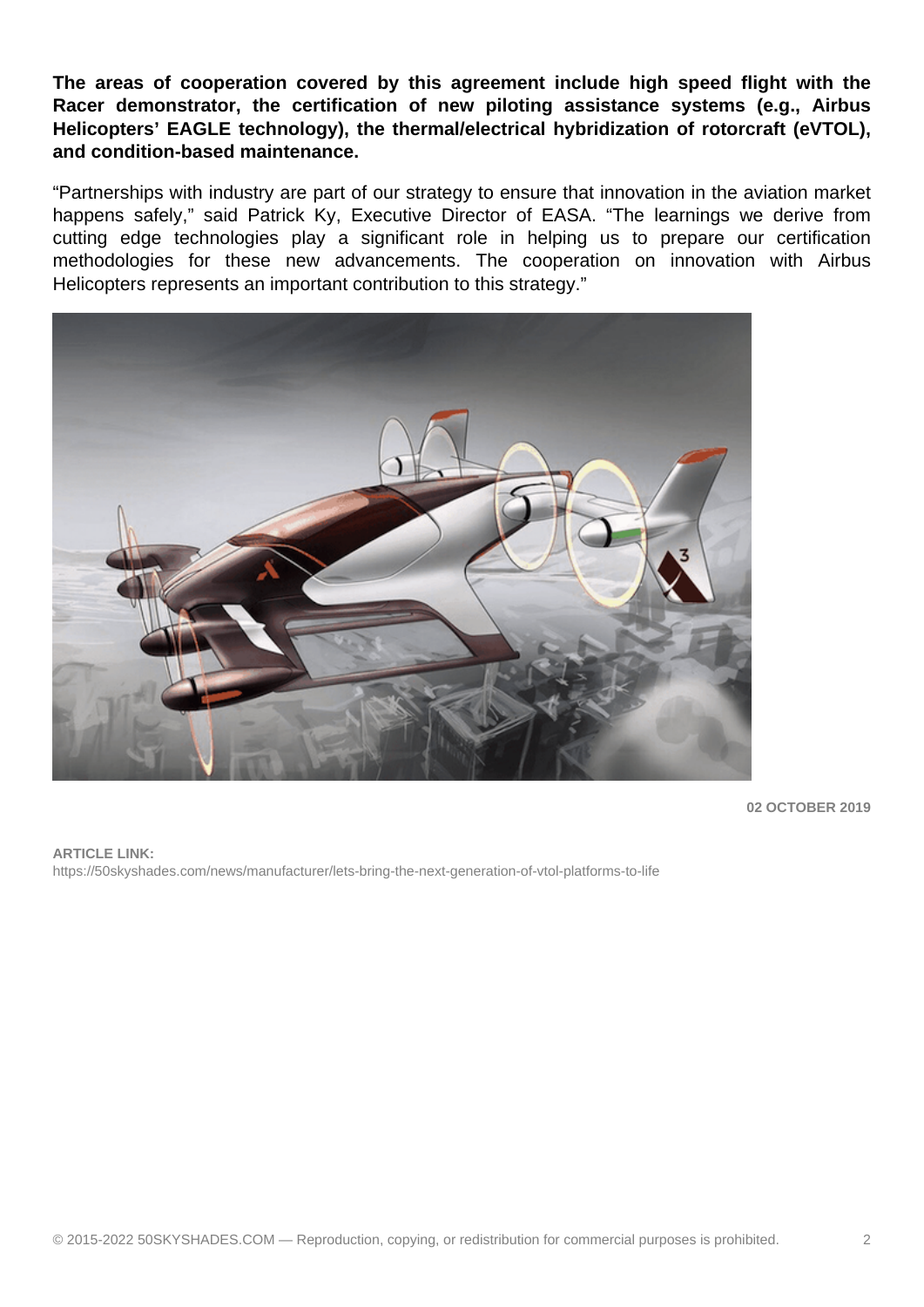**The areas of cooperation covered by this agreement include high speed flight with the Racer demonstrator, the certification of new piloting assistance systems (e.g., Airbus Helicopters' EAGLE technology), the thermal/electrical hybridization of rotorcraft (eVTOL), and condition-based maintenance.**

“Partnerships with industry are part of our strategy to ensure that innovation in the aviation market happens safely,” said Patrick Ky, Executive Director of EASA. “The learnings we derive from cutting edge technologies play a significant role in helping us to prepare our certification methodologies for these new advancements. The cooperation on innovation with Airbus Helicopters represents an important contribution to this strategy.”

**02 OCTOBER 2019**

**ARTICLE LINK:**
https://50skyshades.com/news/manufacturer/lets-bring-the-next-generation-of-vtol-platforms-to-life